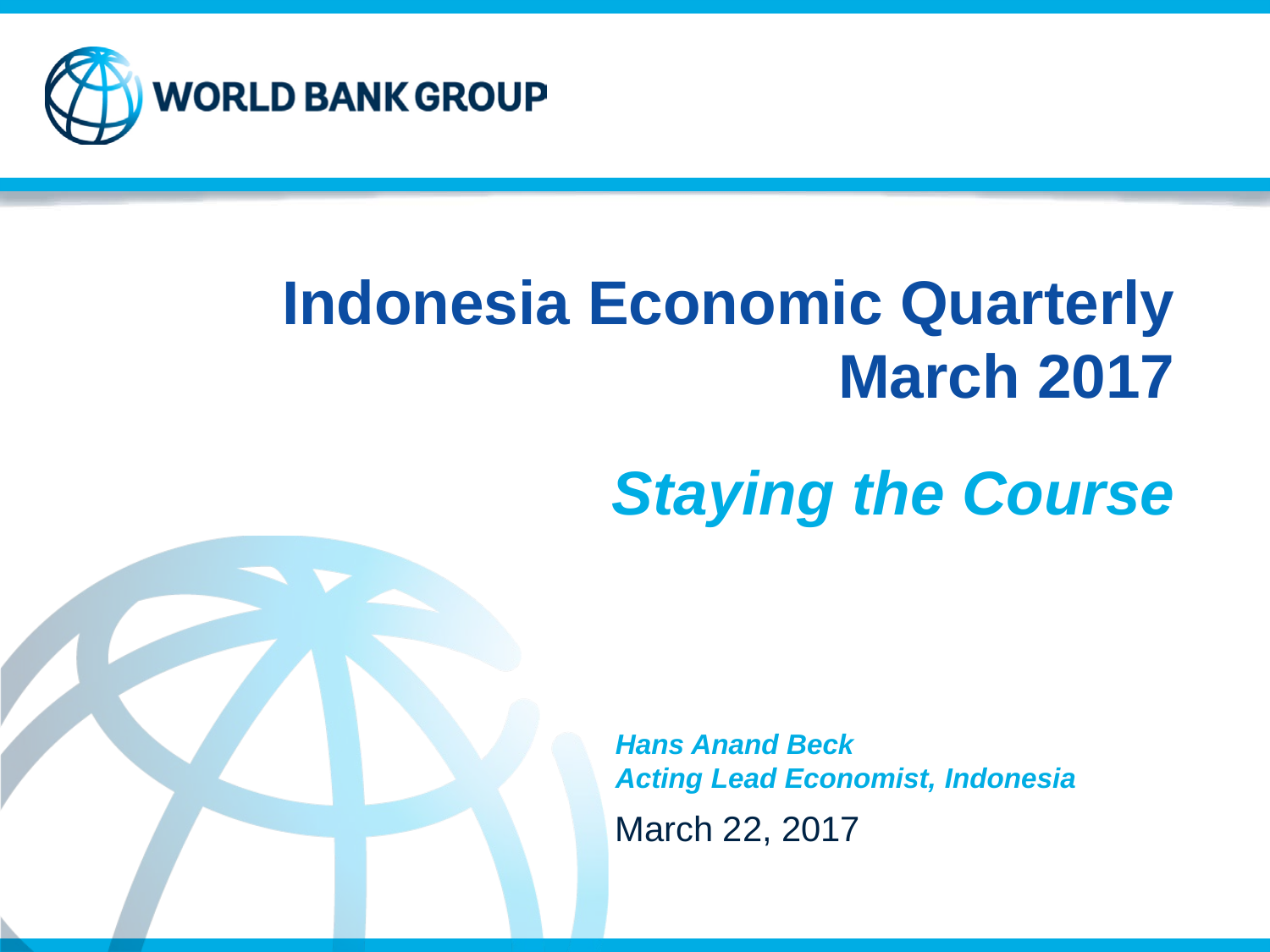WORLD BANK GROUP

# Indonesia Economic Quarterly March 2017

## *Staying the Course*

***Hans Anand Beck***
***Acting Lead Economist, Indonesia***

March 22, 2017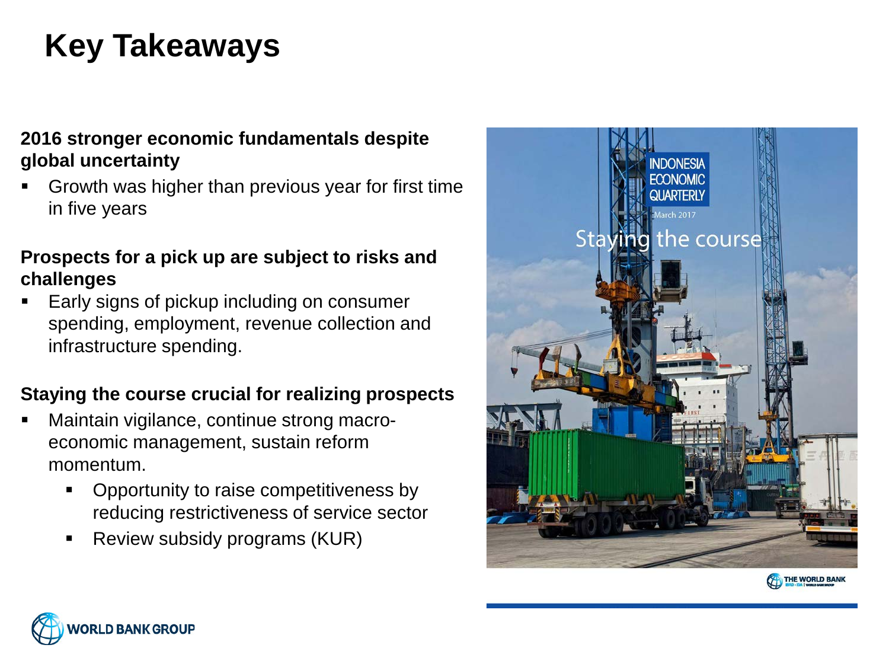# Key Takeaways

**2016 stronger economic fundamentals despite global uncertainty**

- Growth was higher than previous year for first time in five years

**Prospects for a pick up are subject to risks and challenges**

- Early signs of pickup including on consumer spending, employment, revenue collection and infrastructure spending.

**Staying the course crucial for realizing prospects**

- Maintain vigilance, continue strong macro-economic management, sustain reform momentum.
  - Opportunity to raise competitiveness by reducing restrictiveness of service sector
  - Review subsidy programs (KUR)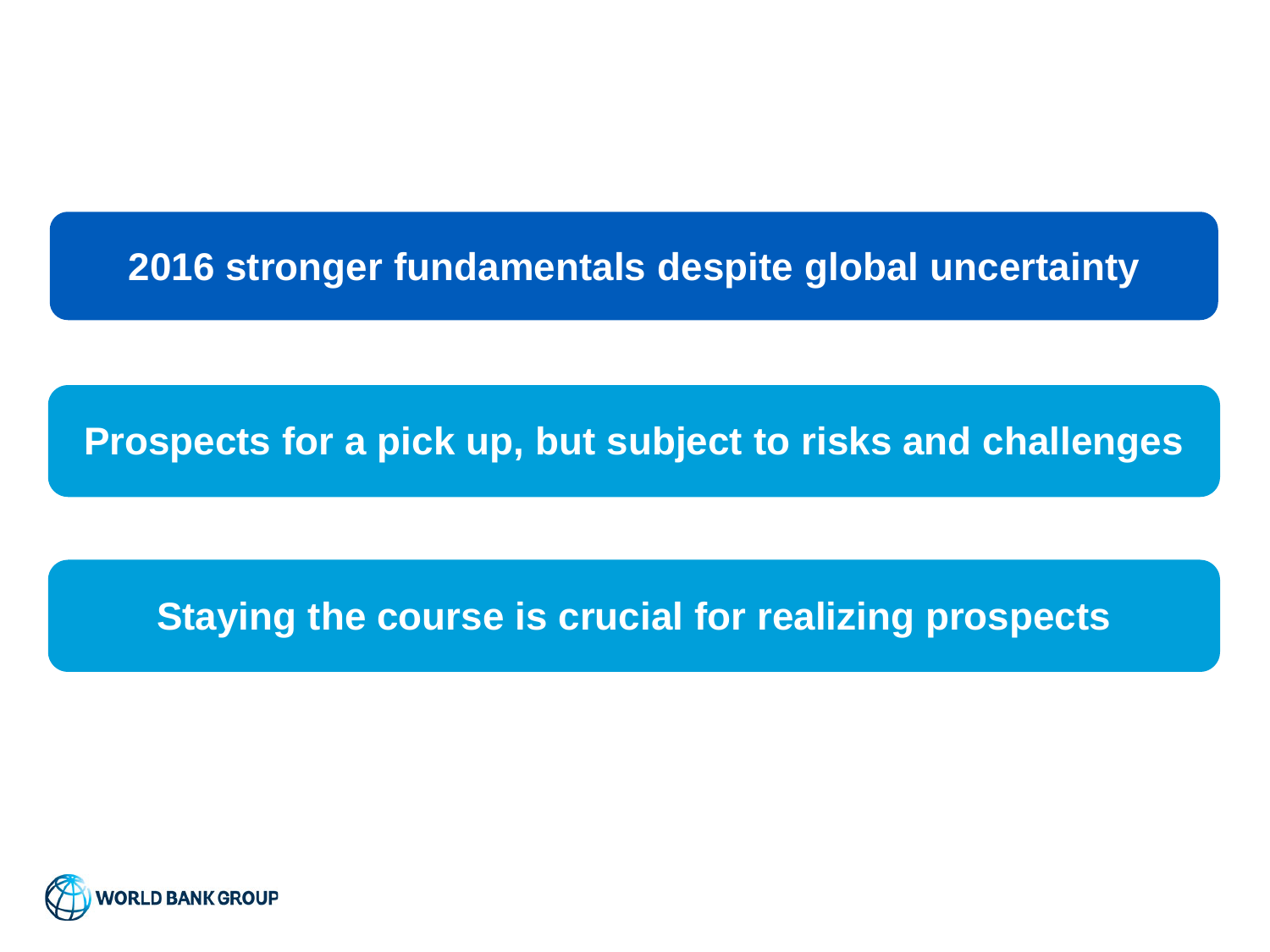**2016 stronger fundamentals despite global uncertainty**

**Prospects for a pick up, but subject to risks and challenges**

**Staying the course is crucial for realizing prospects**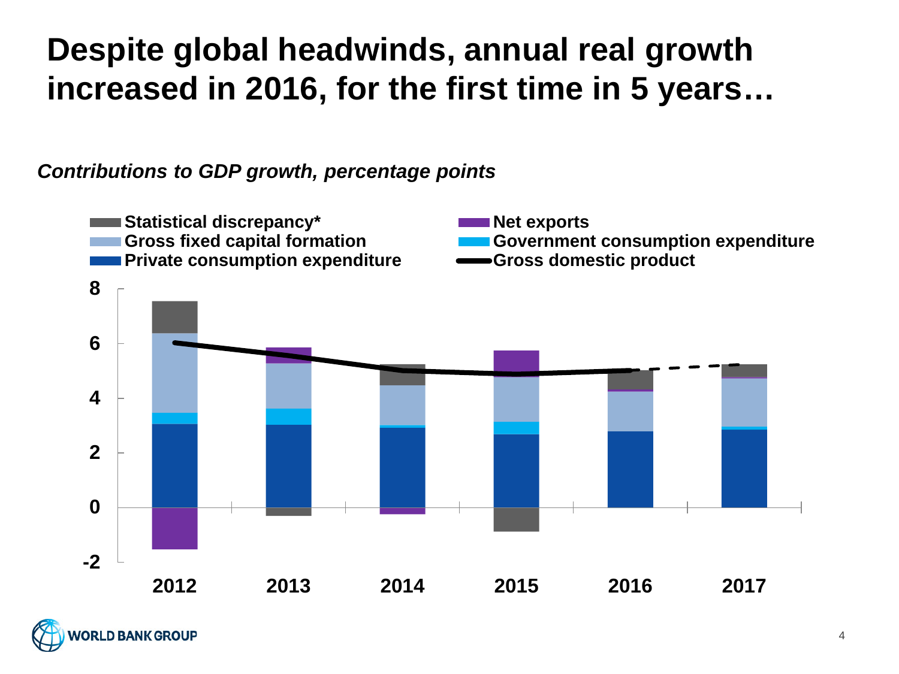# Despite global headwinds, annual real growth increased in 2016, for the first time in 5 years…

*Contributions to GDP growth, percentage points*

Statistical discrepancy*
Net exports
Gross fixed capital formation
Government consumption expenditure
Private consumption expenditure
Gross domestic product

8
6
4
2
0
-2

2012 2013 2014 2015 2016 2017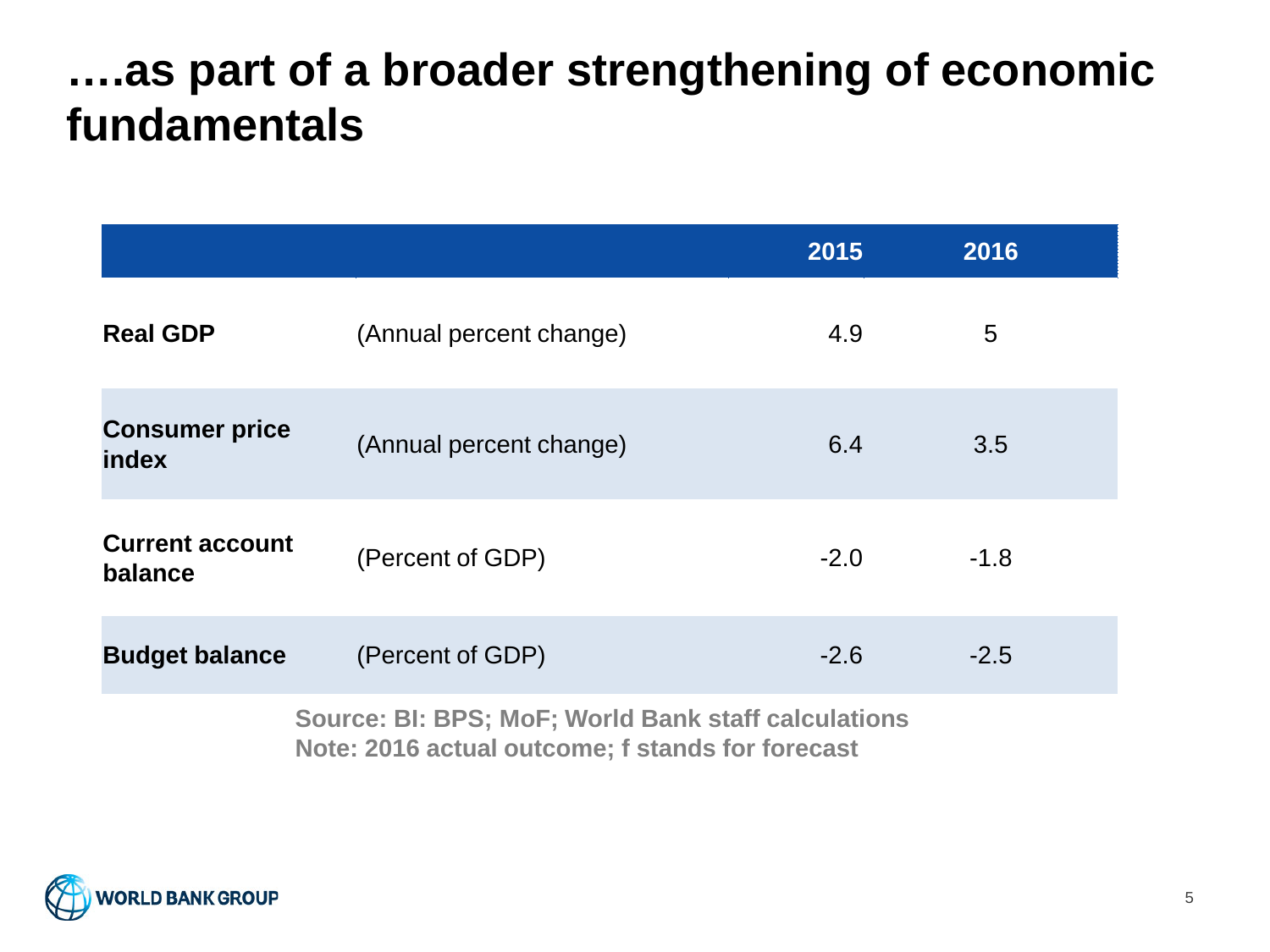# ….as part of a broader strengthening of economic fundamentals

| | | 2015 | 2016 |
|---|---|---|---|
| **Real GDP** | (Annual percent change) | 4.9 | 5 |
| **Consumer price index** | (Annual percent change) | 6.4 | 3.5 |
| **Current account balance** | (Percent of GDP) | -2.0 | -1.8 |
| **Budget balance** | (Percent of GDP) | -2.6 | -2.5 |

**Source: BI: BPS; MoF; World Bank staff calculations**
**Note: 2016 actual outcome; f stands for forecast**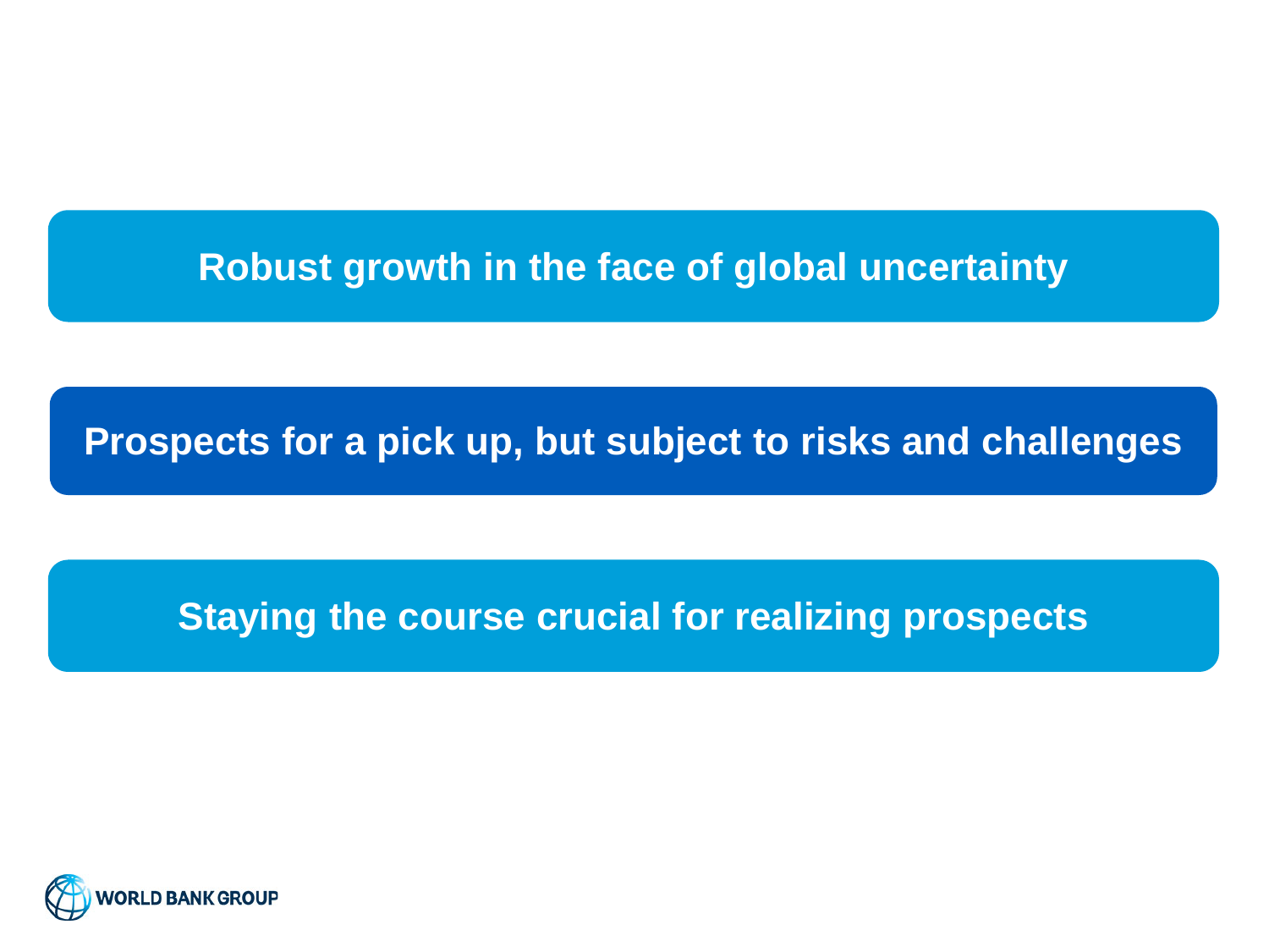Robust growth in the face of global uncertainty

Prospects for a pick up, but subject to risks and challenges

Staying the course crucial for realizing prospects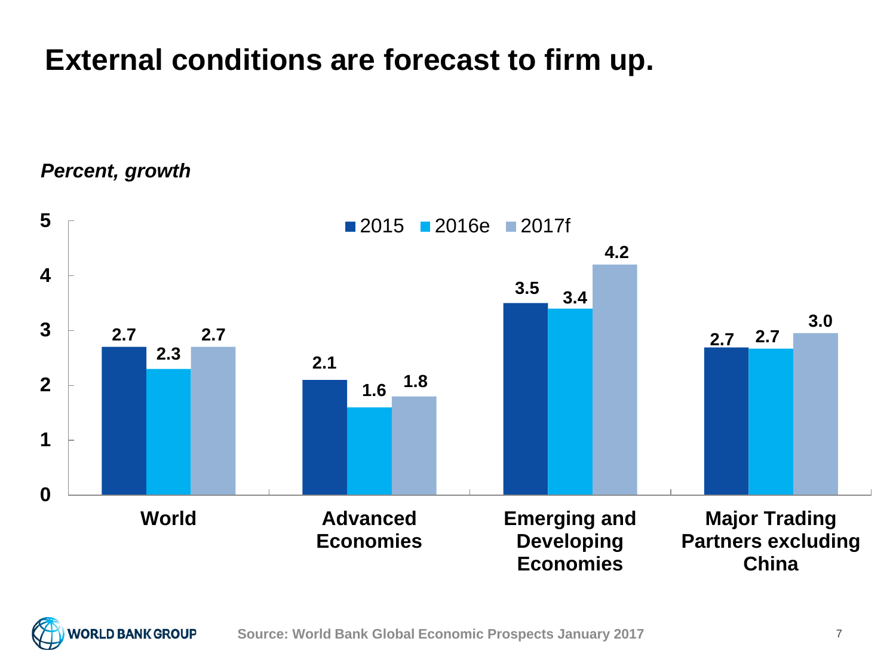# External conditions are forecast to firm up.

*Percent, growth*

| | 2015 | 2016e | 2017f |
|---|---|---|---|
| World | 2.7 | 2.3 | 2.7 |
| Advanced Economies | 2.1 | 1.6 | 1.8 |
| Emerging and Developing Economies | 3.5 | 3.4 | 4.2 |
| Major Trading Partners excluding China | 2.7 | 2.7 | 3.0 |

Source: World Bank Global Economic Prospects January 2017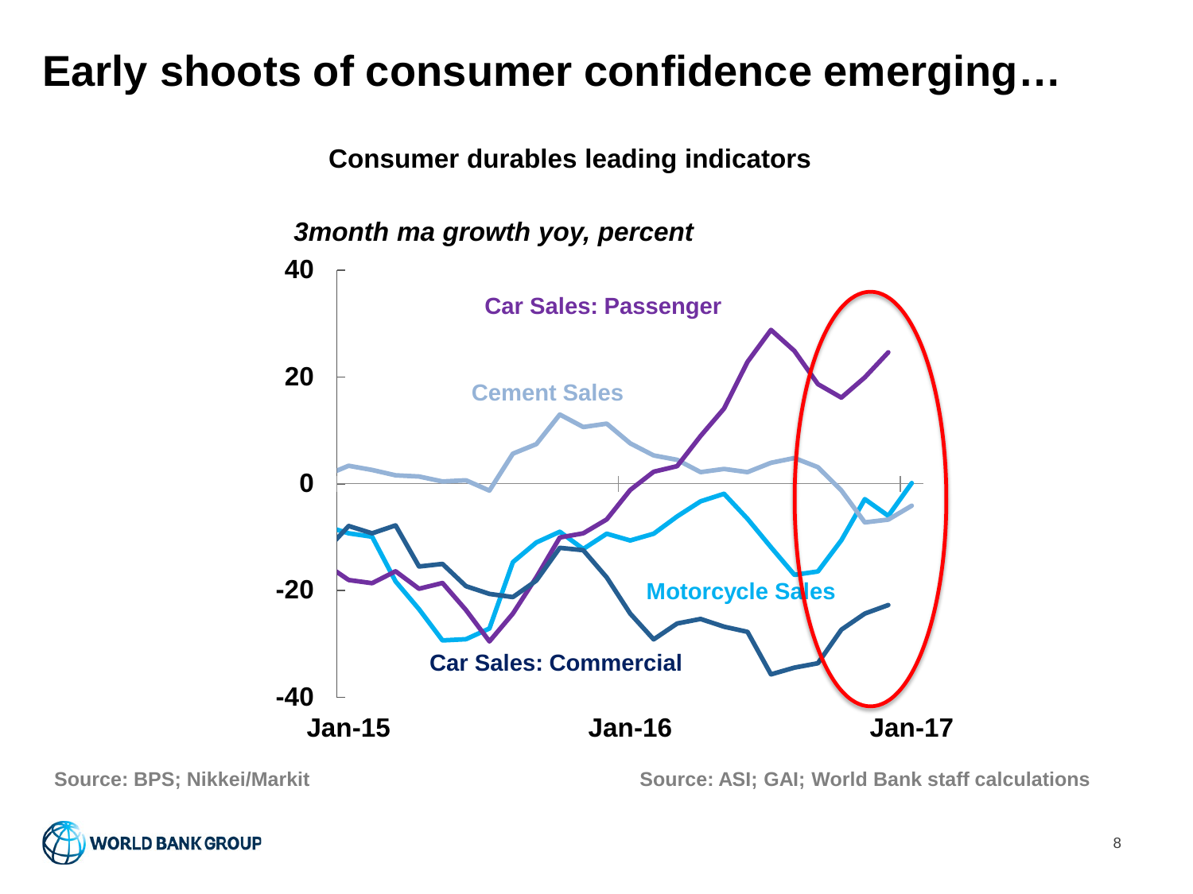# Early shoots of consumer confidence emerging…

**Consumer durables leading indicators**

*3month ma growth yoy, percent*

Car Sales: Passenger

Cement Sales

Motorcycle Sales

Car Sales: Commercial

40

20

0

-20

-40

Jan-15 Jan-16 Jan-17

Source: BPS; Nikkei/Markit

Source: ASI; GAI; World Bank staff calculations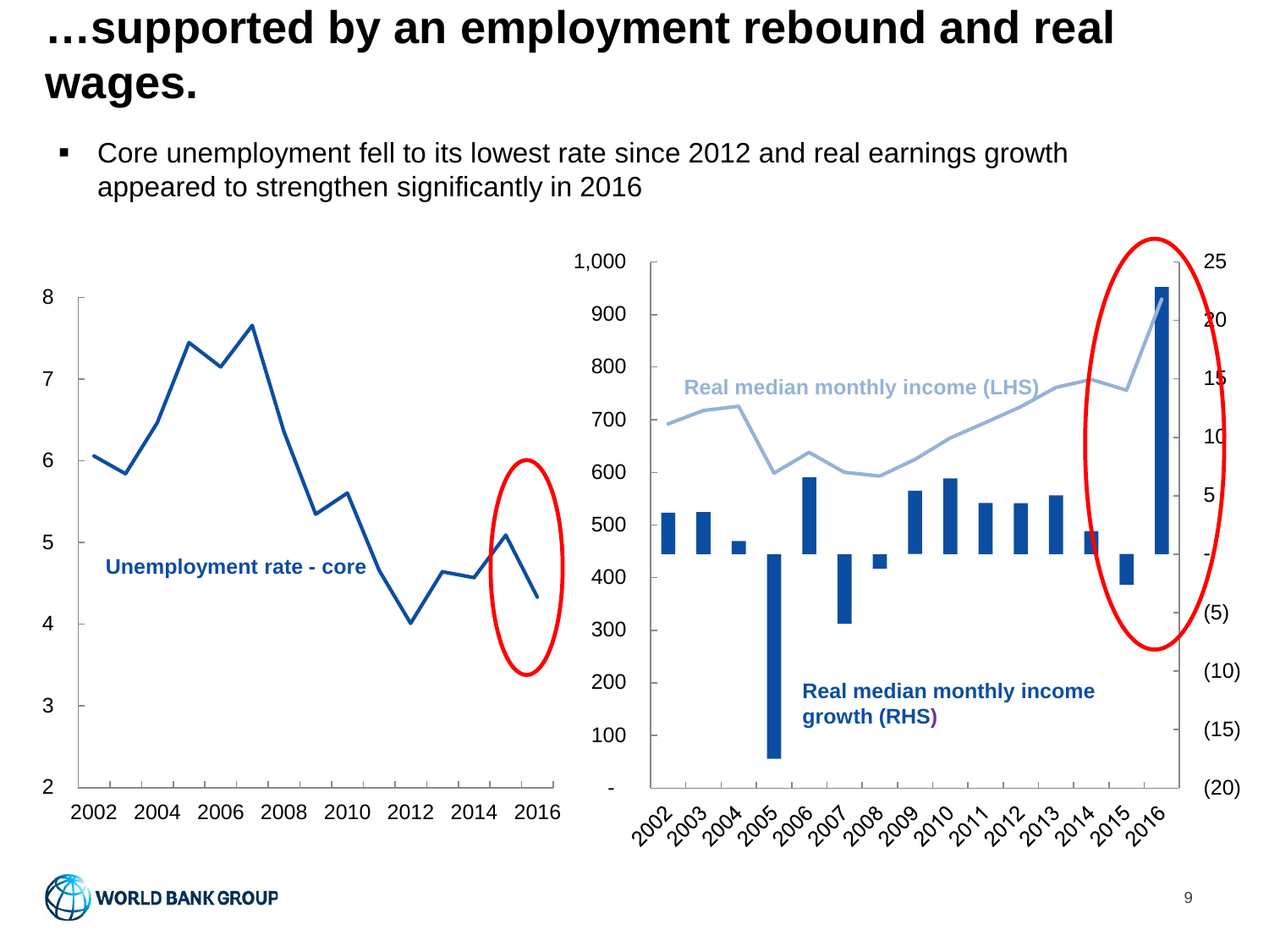# …supported by an employment rebound and real wages.

- Core unemployment fell to its lowest rate since 2012 and real earnings growth appeared to strengthen significantly in 2016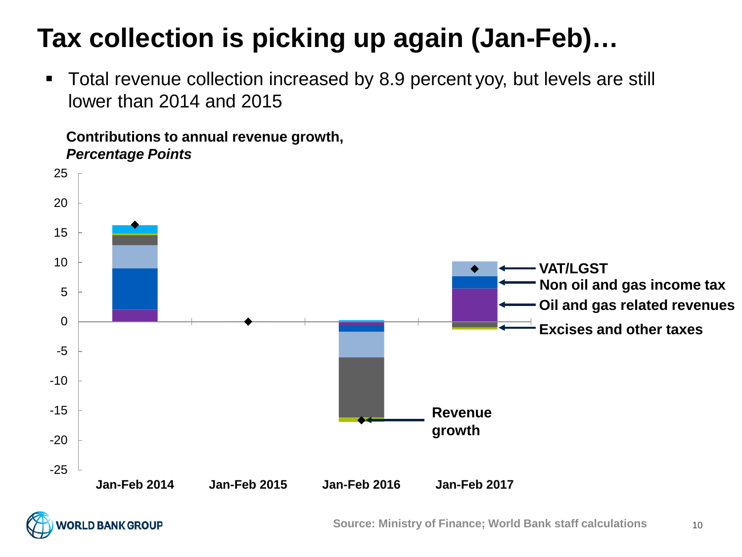# Tax collection is picking up again (Jan-Feb)…

- Total revenue collection increased by 8.9 percent yoy, but levels are still lower than 2014 and 2015

**Contributions to annual revenue growth,**
***Percentage Points***

25
20
15
10
5
0
-5
-10
-15
-20
-25

Jan-Feb 2014 | Jan-Feb 2015 | Jan-Feb 2016 | Jan-Feb 2017

**VAT/LGST**
**Non oil and gas income tax**
**Oil and gas related revenues**
**Excises and other taxes**
**Revenue growth**

Source: Ministry of Finance; World Bank staff calculations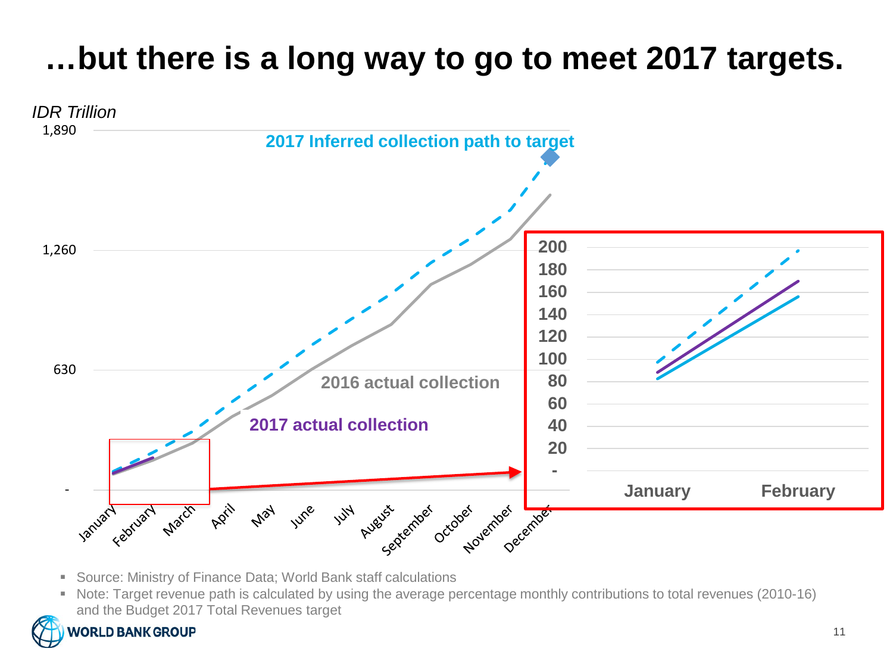# …but there is a long way to go to meet 2017 targets.

*IDR Trillion*

1,890

1,260

630

-

2017 Inferred collection path to target

2016 actual collection

2017 actual collection

January February March April May June July August September October November December

200
180
160
140
120
100
80
60
40
20
-

January February

- Source: Ministry of Finance Data; World Bank staff calculations
- Note: Target revenue path is calculated by using the average percentage monthly contributions to total revenues (2010-16) and the Budget 2017 Total Revenues target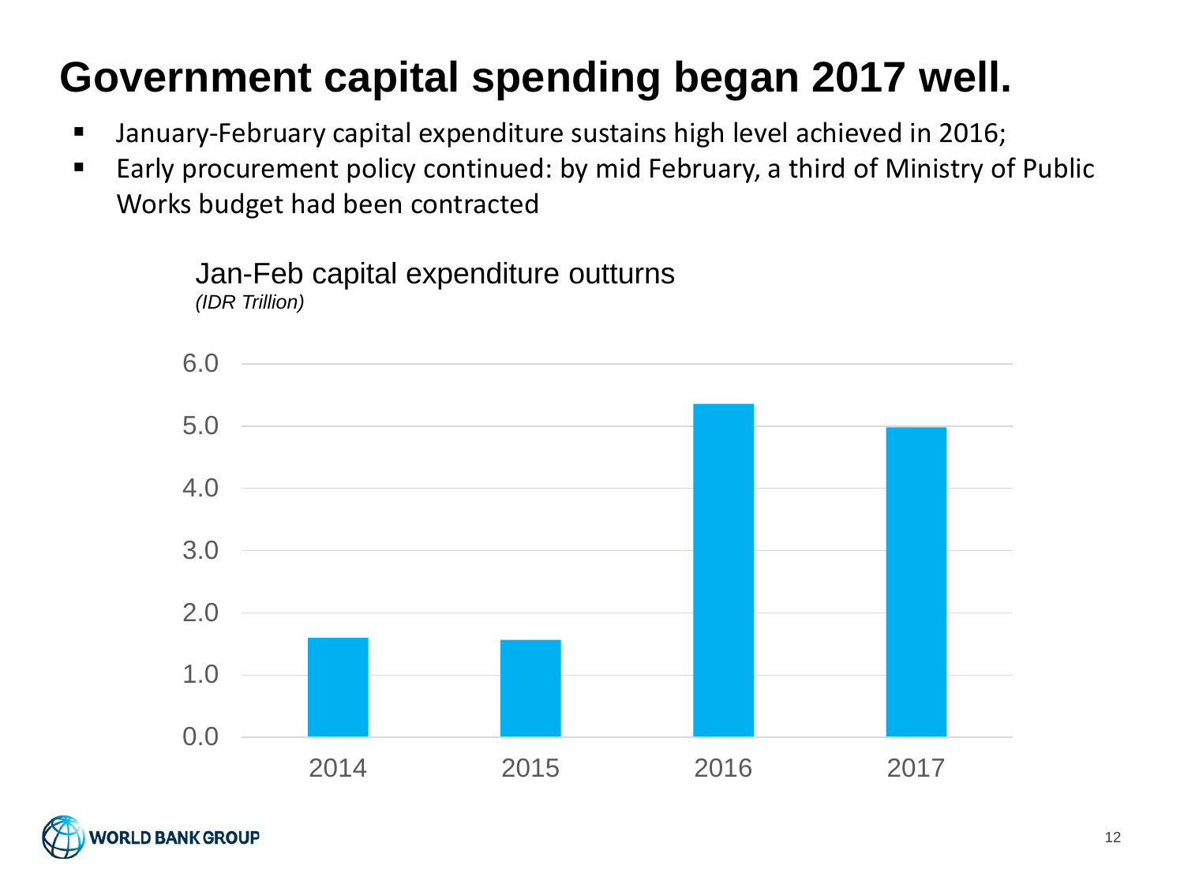# Government capital spending began 2017 well.

- January-February capital expenditure sustains high level achieved in 2016;
- Early procurement policy continued: by mid February, a third of Ministry of Public Works budget had been contracted

Jan-Feb capital expenditure outturns
*(IDR Trillion)*

| Year | Value |
|---|---|
| 2014 | 1.6 |
| 2015 | 1.6 |
| 2016 | 5.4 |
| 2017 | 5.0 |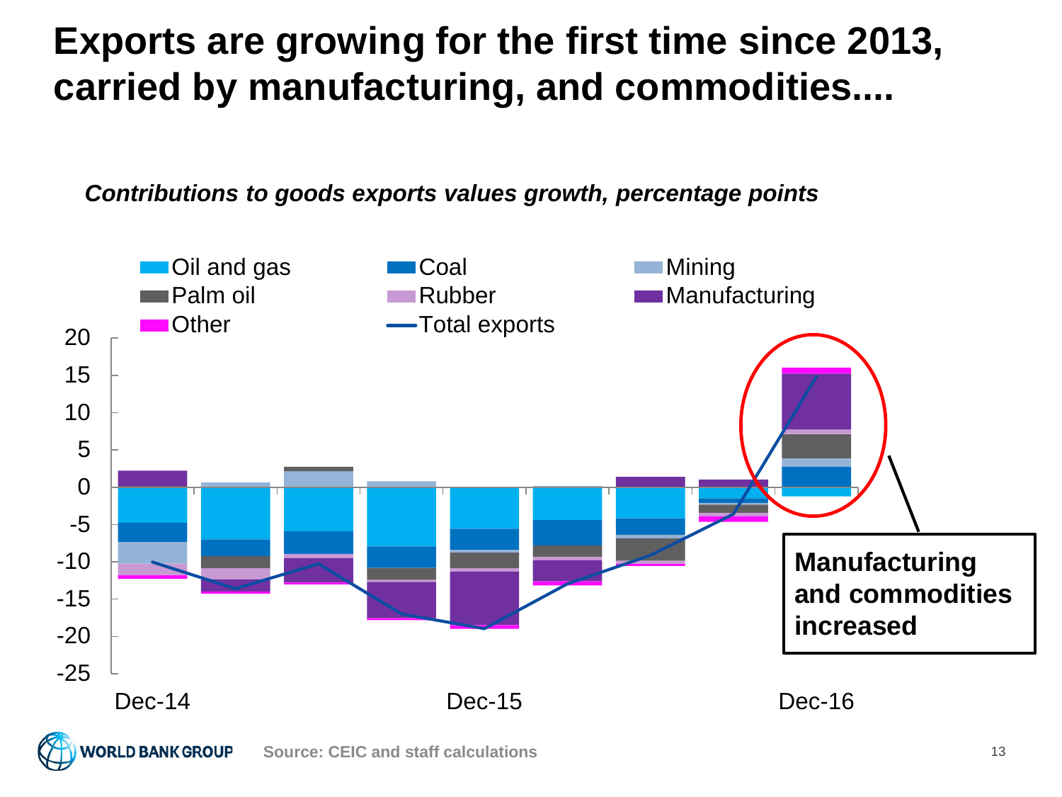# Exports are growing for the first time since 2013, carried by manufacturing, and commodities....

*Contributions to goods exports values growth, percentage points*

Oil and gas | Coal | Mining | Palm oil | Rubber | Manufacturing | Other | Total exports

20, 15, 10, 5, 0, -5, -10, -15, -20, -25

Dec-14 | Dec-15 | Dec-16

**Manufacturing and commodities increased**

Source: CEIC and staff calculations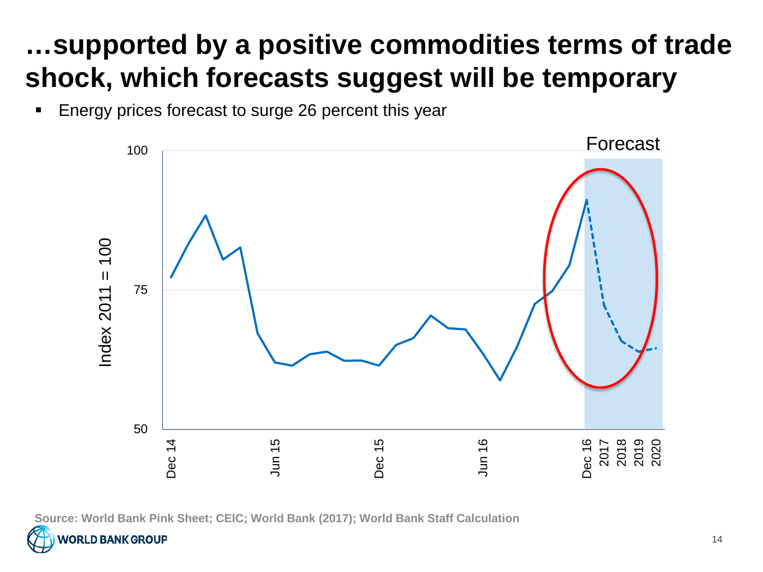# …supported by a positive commodities terms of trade shock, which forecasts suggest will be temporary

- Energy prices forecast to surge 26 percent this year

Forecast

Index 2011 = 100

100

75

50

Dec 14 | Jun 15 | Dec 15 | Jun 16 | Dec 16 | 2017 | 2018 | 2019 | 2020

Source: World Bank Pink Sheet; CEIC; World Bank (2017); World Bank Staff Calculation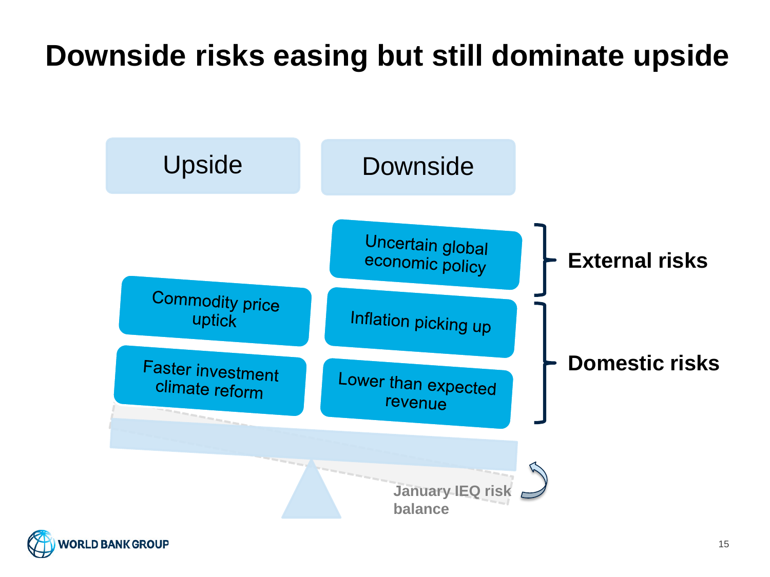# Downside risks easing but still dominate upside

| Upside | Downside | |
|---|---|---|
| | Uncertain global economic policy | **External risks** |
| Commodity price uptick | Inflation picking up | **Domestic risks** |
| Faster investment climate reform | Lower than expected revenue | **Domestic risks** |

January IEQ risk balance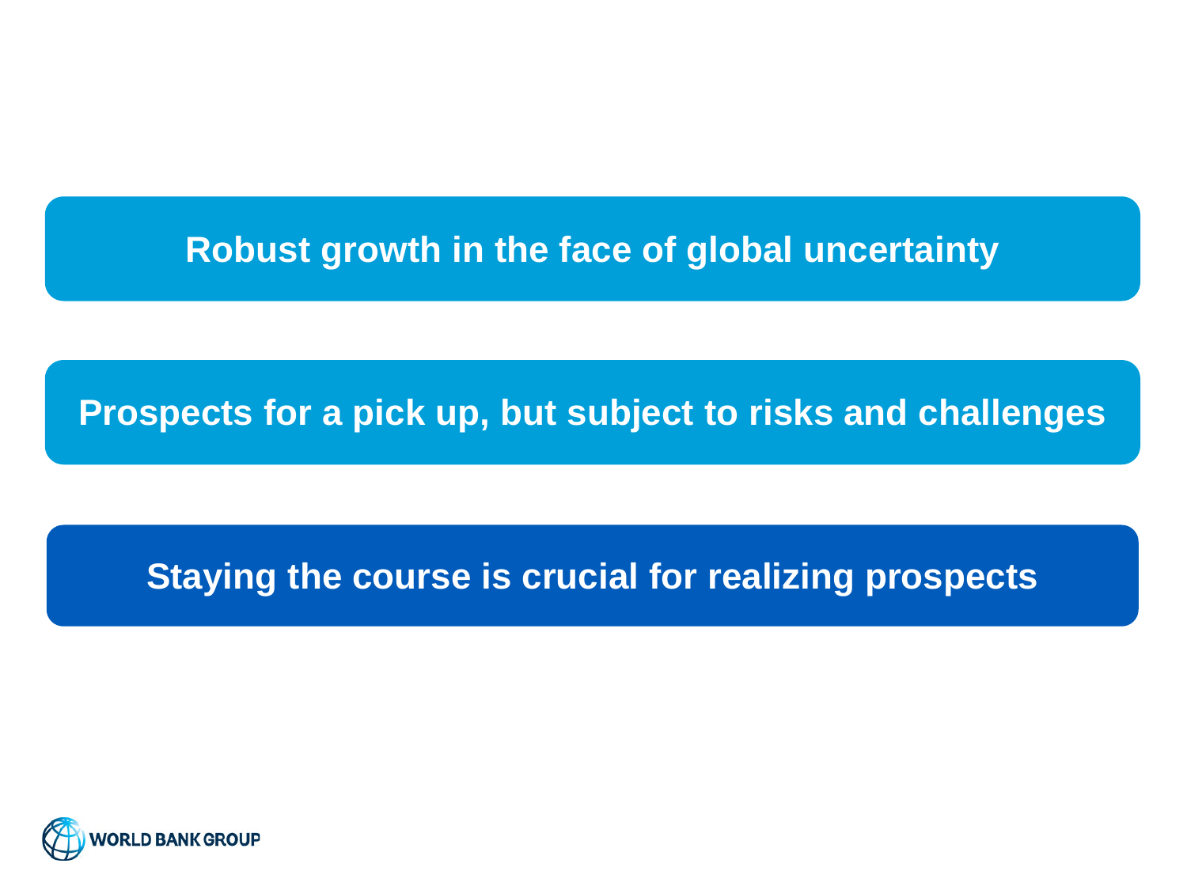Robust growth in the face of global uncertainty

Prospects for a pick up, but subject to risks and challenges

Staying the course is crucial for realizing prospects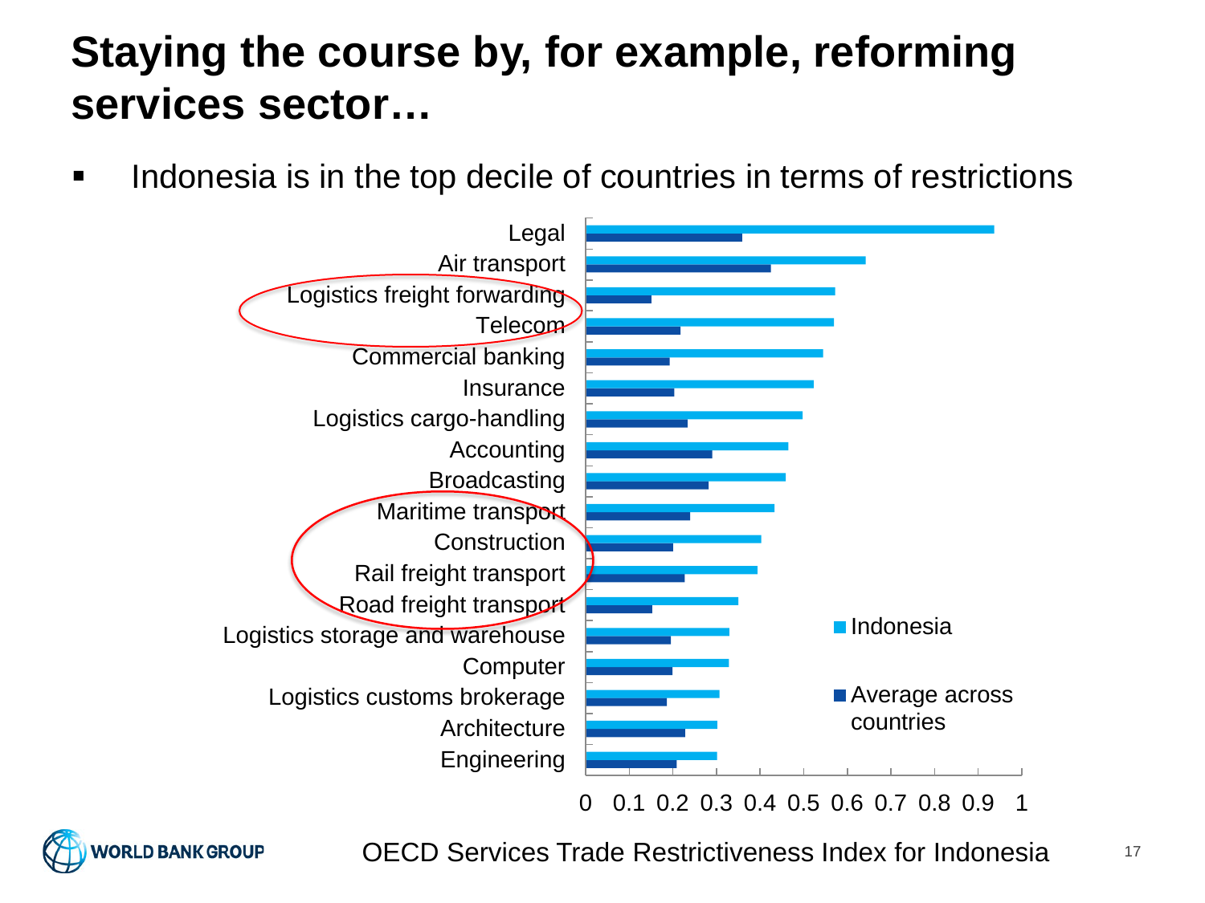# Staying the course by, for example, reforming services sector…

- Indonesia is in the top decile of countries in terms of restrictions

| Sector | Indonesia | Average across countries |
|---|---|---|
| Legal | 0.94 | 0.36 |
| Air transport | 0.64 | 0.42 |
| Logistics freight forwarding | 0.57 | 0.15 |
| Telecom | 0.57 | 0.22 |
| Commercial banking | 0.54 | 0.19 |
| Insurance | 0.52 | 0.20 |
| Logistics cargo-handling | 0.50 | 0.23 |
| Accounting | 0.46 | 0.29 |
| Broadcasting | 0.46 | 0.28 |
| Maritime transport | 0.43 | 0.24 |
| Construction | 0.40 | 0.20 |
| Rail freight transport | 0.39 | 0.23 |
| Road freight transport | 0.35 | 0.15 |
| Logistics storage and warehouse | 0.33 | 0.19 |
| Computer | 0.33 | 0.20 |
| Logistics customs brokerage | 0.31 | 0.18 |
| Architecture | 0.30 | 0.23 |
| Engineering | 0.30 | 0.21 |

OECD Services Trade Restrictiveness Index for Indonesia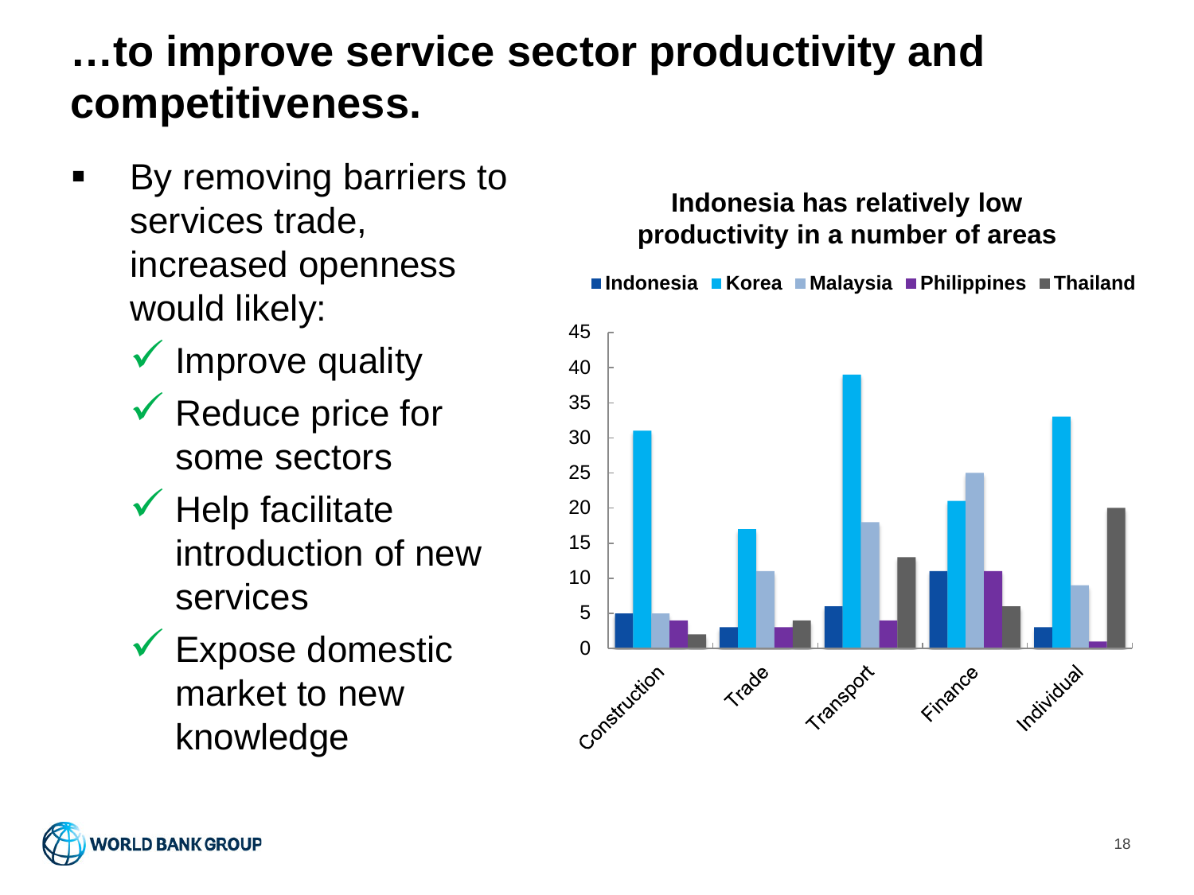# …to improve service sector productivity and competitiveness.

- By removing barriers to services trade, increased openness would likely:
  - ✓ Improve quality
  - ✓ Reduce price for some sectors
  - ✓ Help facilitate introduction of new services
  - ✓ Expose domestic market to new knowledge

**Indonesia has relatively low productivity in a number of areas**

| | Indonesia | Korea | Malaysia | Philippines | Thailand |
|---|---|---|---|---|---|
| Construction | 5 | 31 | 5 | 4 | 2 |
| Trade | 3 | 17 | 11 | 3 | 4 |
| Transport | 6 | 39 | 18 | 4 | 13 |
| Finance | 11 | 21 | 25 | 11 | 6 |
| Individual | 3 | 33 | 9 | 1 | 20 |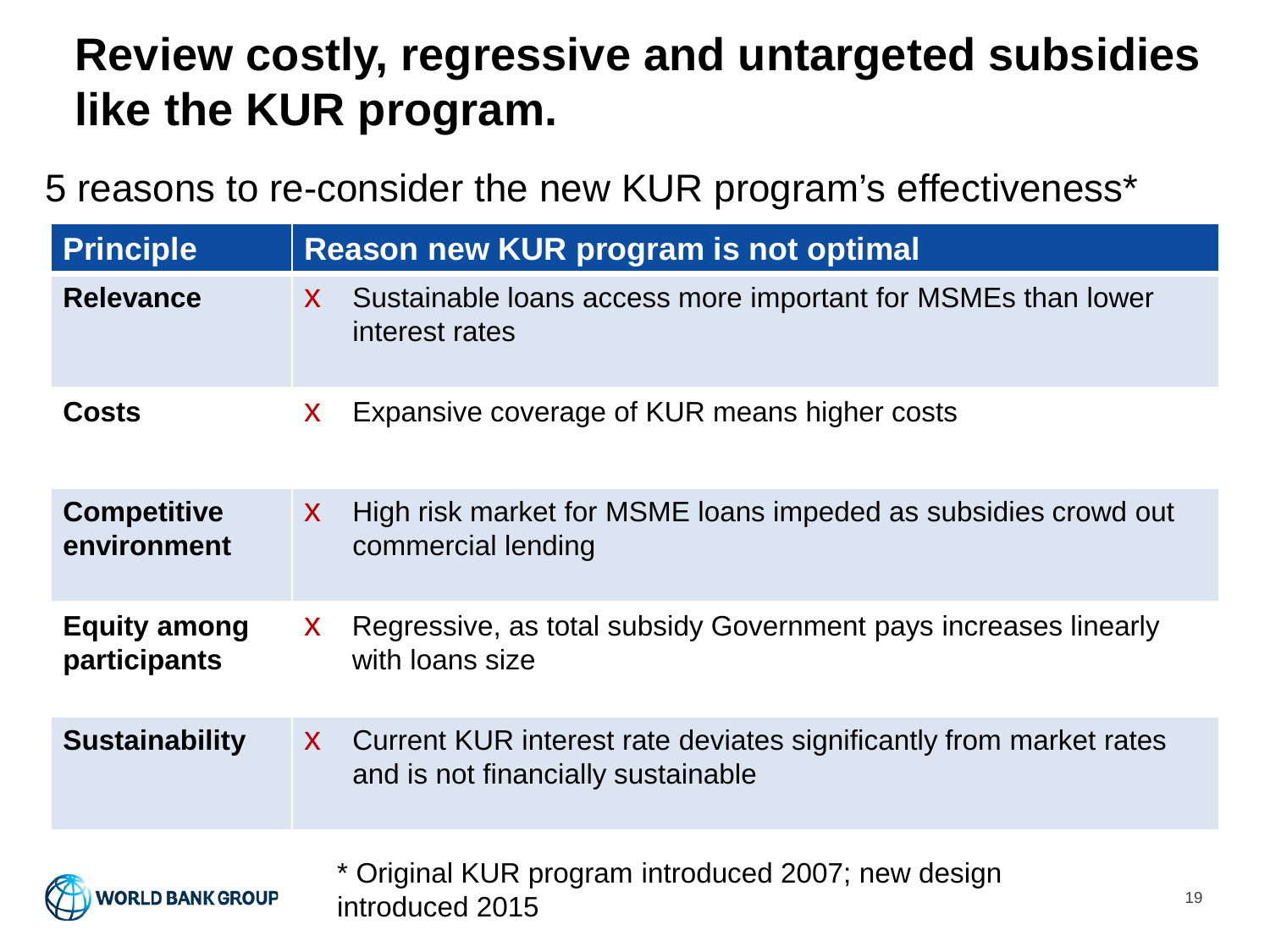# Review costly, regressive and untargeted subsidies like the KUR program.

5 reasons to re-consider the new KUR program's effectiveness*

| Principle | Reason new KUR program is not optimal |
| --- | --- |
| **Relevance** | X Sustainable loans access more important for MSMEs than lower interest rates |
| **Costs** | X Expansive coverage of KUR means higher costs |
| **Competitive environment** | X High risk market for MSME loans impeded as subsidies crowd out commercial lending |
| **Equity among participants** | X Regressive, as total subsidy Government pays increases linearly with loans size |
| **Sustainability** | X Current KUR interest rate deviates significantly from market rates and is not financially sustainable |

* Original KUR program introduced 2007; new design introduced 2015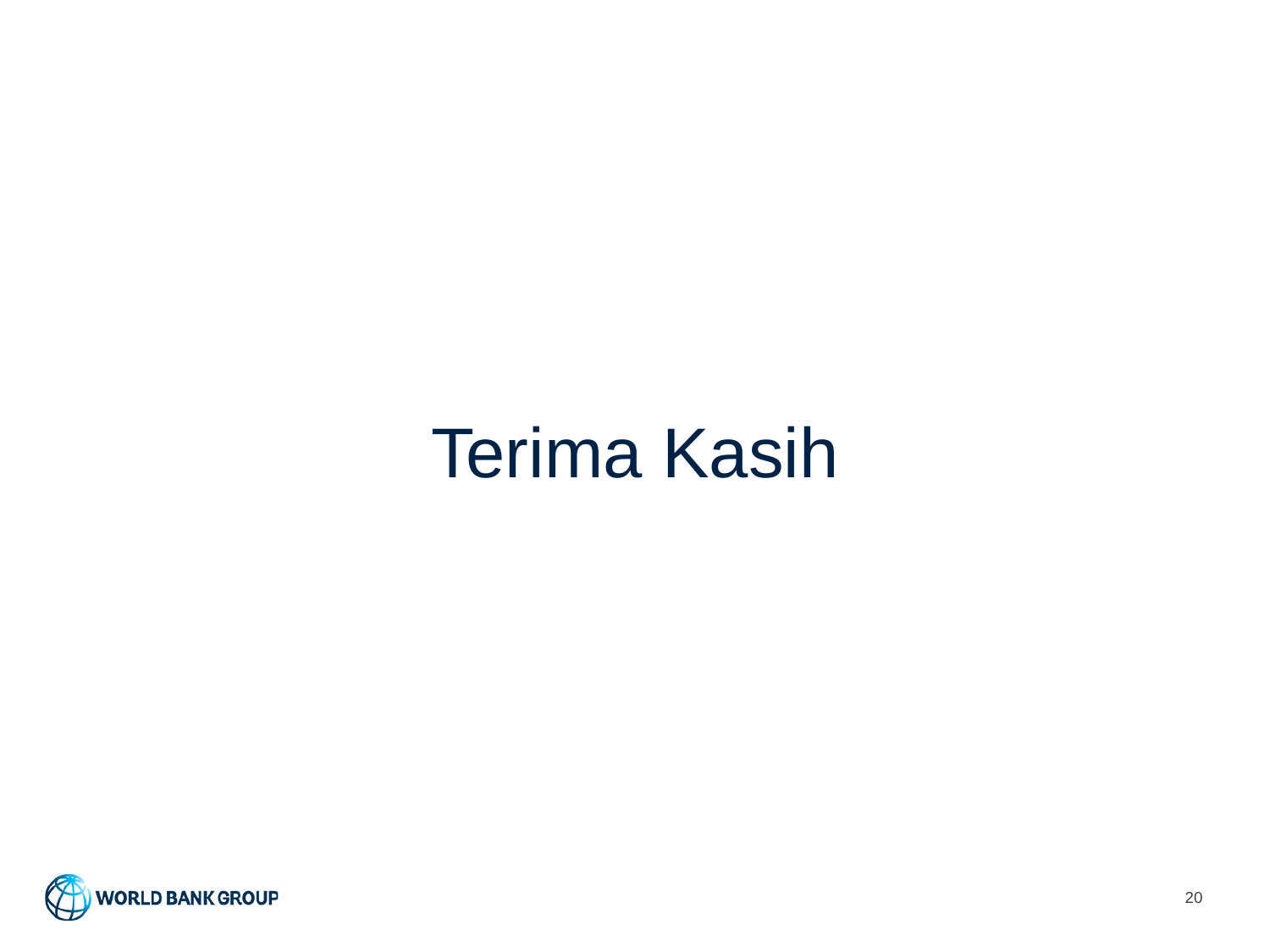# Terima Kasih